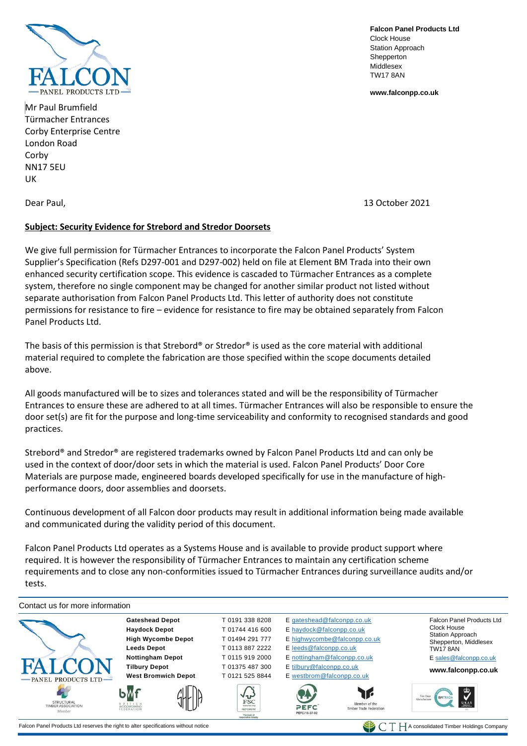**Falcon Panel Products Ltd**
Clock House
Station Approach
Shepperton
Middlesex
TW17 8AN

**www.falconpp.co.uk**

Mr Paul Brumfield
Türmacher Entrances
Corby Enterprise Centre
London Road
Corby
NN17 5EU
UK

Dear Paul,

13 October 2021

**Subject: Security Evidence for Strebord and Stredor Doorsets**

We give full permission for Türmacher Entrances to incorporate the Falcon Panel Products' System Supplier's Specification (Refs D297-001 and D297-002) held on file at Element BM Trada into their own enhanced security certification scope. This evidence is cascaded to Türmacher Entrances as a complete system, therefore no single component may be changed for another similar product not listed without separate authorisation from Falcon Panel Products Ltd. This letter of authority does not constitute permissions for resistance to fire – evidence for resistance to fire may be obtained separately from Falcon Panel Products Ltd.

The basis of this permission is that Strebord® or Stredor® is used as the core material with additional material required to complete the fabrication are those specified within the scope documents detailed above.

All goods manufactured will be to sizes and tolerances stated and will be the responsibility of Türmacher Entrances to ensure these are adhered to at all times. Türmacher Entrances will also be responsible to ensure the door set(s) are fit for the purpose and long-time serviceability and conformity to recognised standards and good practices.

Strebord® and Stredor® are registered trademarks owned by Falcon Panel Products Ltd and can only be used in the context of door/door sets in which the material is used. Falcon Panel Products' Door Core Materials are purpose made, engineered boards developed specifically for use in the manufacture of high-performance doors, door assemblies and doorsets.

Continuous development of all Falcon door products may result in additional information being made available and communicated during the validity period of this document.

Falcon Panel Products Ltd operates as a Systems House and is available to provide product support where required. It is however the responsibility of Türmacher Entrances to maintain any certification scheme requirements and to close any non-conformities issued to Türmacher Entrances during surveillance audits and/or tests.

Contact us for more information

| Depot | Telephone | Email |
| --- | --- | --- |
| **Gateshead Depot** | T 0191 338 8208 | E gateshead@falconpp.co.uk |
| **Haydock Depot** | T 01744 416 600 | E haydock@falconpp.co.uk |
| **High Wycombe Depot** | T 01494 291 777 | E highwycombe@falconpp.co.uk |
| **Leeds Depot** | T 0113 887 2222 | E leeds@falconpp.co.uk |
| **Nottingham Depot** | T 0115 919 2000 | E nottingham@falconpp.co.uk |
| **Tilbury Depot** | T 01375 487 300 | E tilbury@falconpp.co.uk |
| **West Bromwich Depot** | T 0121 525 8844 | E westbrom@falconpp.co.uk |

Falcon Panel Products Ltd
Clock House
Station Approach
Shepperton, Middlesex
TW17 8AN
E sales@falconpp.co.uk
**www.falconpp.co.uk**

Falcon Panel Products Ltd reserves the right to alter specifications without notice

CTH A consolidated Timber Holdings Company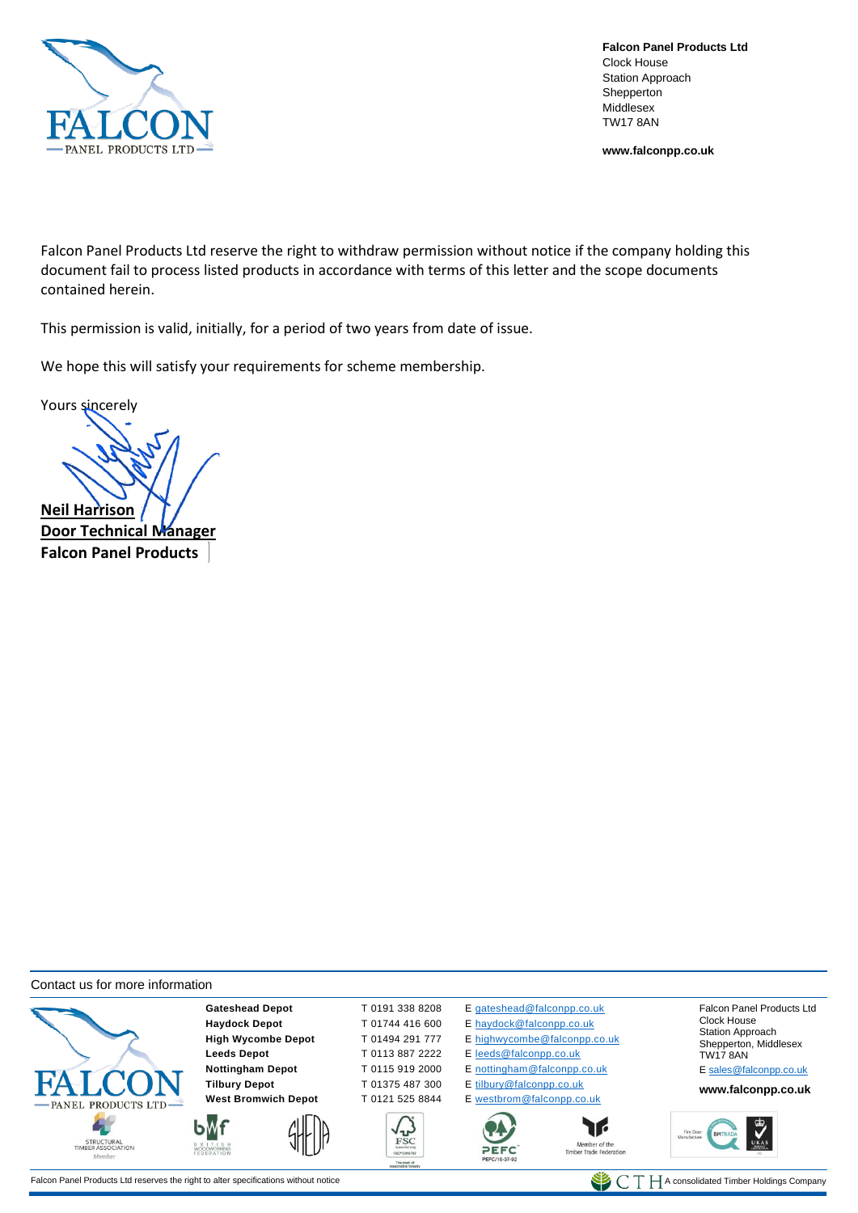**Falcon Panel Products Ltd**
Clock House
Station Approach
Shepperton
Middlesex
TW17 8AN

**www.falconpp.co.uk**

Falcon Panel Products Ltd reserve the right to withdraw permission without notice if the company holding this document fail to process listed products in accordance with terms of this letter and the scope documents contained herein.

This permission is valid, initially, for a period of two years from date of issue.

We hope this will satisfy your requirements for scheme membership.

Yours sincerely

**Neil Harrison**
**Door Technical Manager**
**Falcon Panel Products**

Contact us for more information

| | | |
|---|---|---|
| **Gateshead Depot** | T 0191 338 8208 | E gateshead@falconpp.co.uk |
| **Haydock Depot** | T 01744 416 600 | E haydock@falconpp.co.uk |
| **High Wycombe Depot** | T 01494 291 777 | E highwycombe@falconpp.co.uk |
| **Leeds Depot** | T 0113 887 2222 | E leeds@falconpp.co.uk |
| **Nottingham Depot** | T 0115 919 2000 | E nottingham@falconpp.co.uk |
| **Tilbury Depot** | T 01375 487 300 | E tilbury@falconpp.co.uk |
| **West Bromwich Depot** | T 0121 525 8844 | E westbrom@falconpp.co.uk |

Falcon Panel Products Ltd
Clock House
Station Approach
Shepperton, Middlesex
TW17 8AN
E sales@falconpp.co.uk

**www.falconpp.co.uk**

Falcon Panel Products Ltd reserves the right to alter specifications without notice

CTH A consolidated Timber Holdings Company